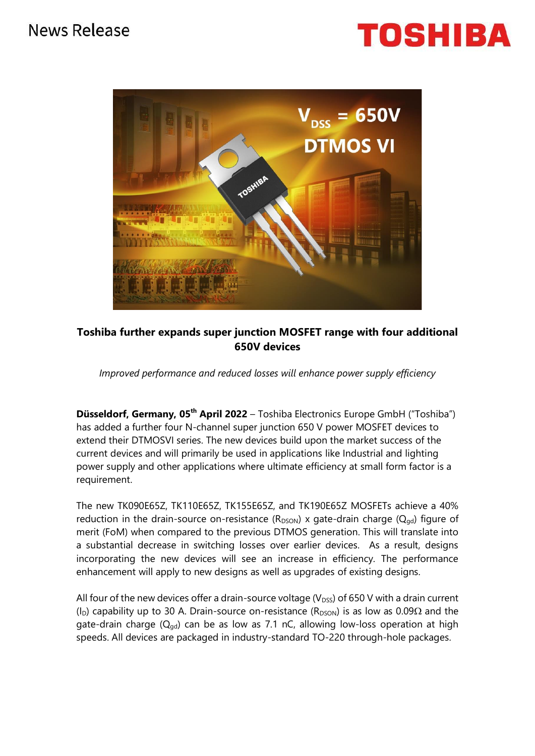News Release

**Toshiba further expands super junction MOSFET range with four additional 650V devices**

*Improved performance and reduced losses will enhance power supply efficiency*

**Düsseldorf, Germany, 05th April 2022** – Toshiba Electronics Europe GmbH ("Toshiba") has added a further four N-channel super junction 650 V power MOSFET devices to extend their DTMOSVI series. The new devices build upon the market success of the current devices and will primarily be used in applications like Industrial and lighting power supply and other applications where ultimate efficiency at small form factor is a requirement.

The new TK090E65Z, TK110E65Z, TK155E65Z, and TK190E65Z MOSFETs achieve a 40% reduction in the drain-source on-resistance ($R_{DSON}$) x gate-drain charge ($Q_{gd}$) figure of merit (FoM) when compared to the previous DTMOS generation. This will translate into a substantial decrease in switching losses over earlier devices. As a result, designs incorporating the new devices will see an increase in efficiency. The performance enhancement will apply to new designs as well as upgrades of existing designs.

All four of the new devices offer a drain-source voltage ($V_{DSS}$) of 650 V with a drain current ($I_D$) capability up to 30 A. Drain-source on-resistance ($R_{DSON}$) is as low as 0.09Ω and the gate-drain charge ($Q_{gd}$) can be as low as 7.1 nC, allowing low-loss operation at high speeds. All devices are packaged in industry-standard TO-220 through-hole packages.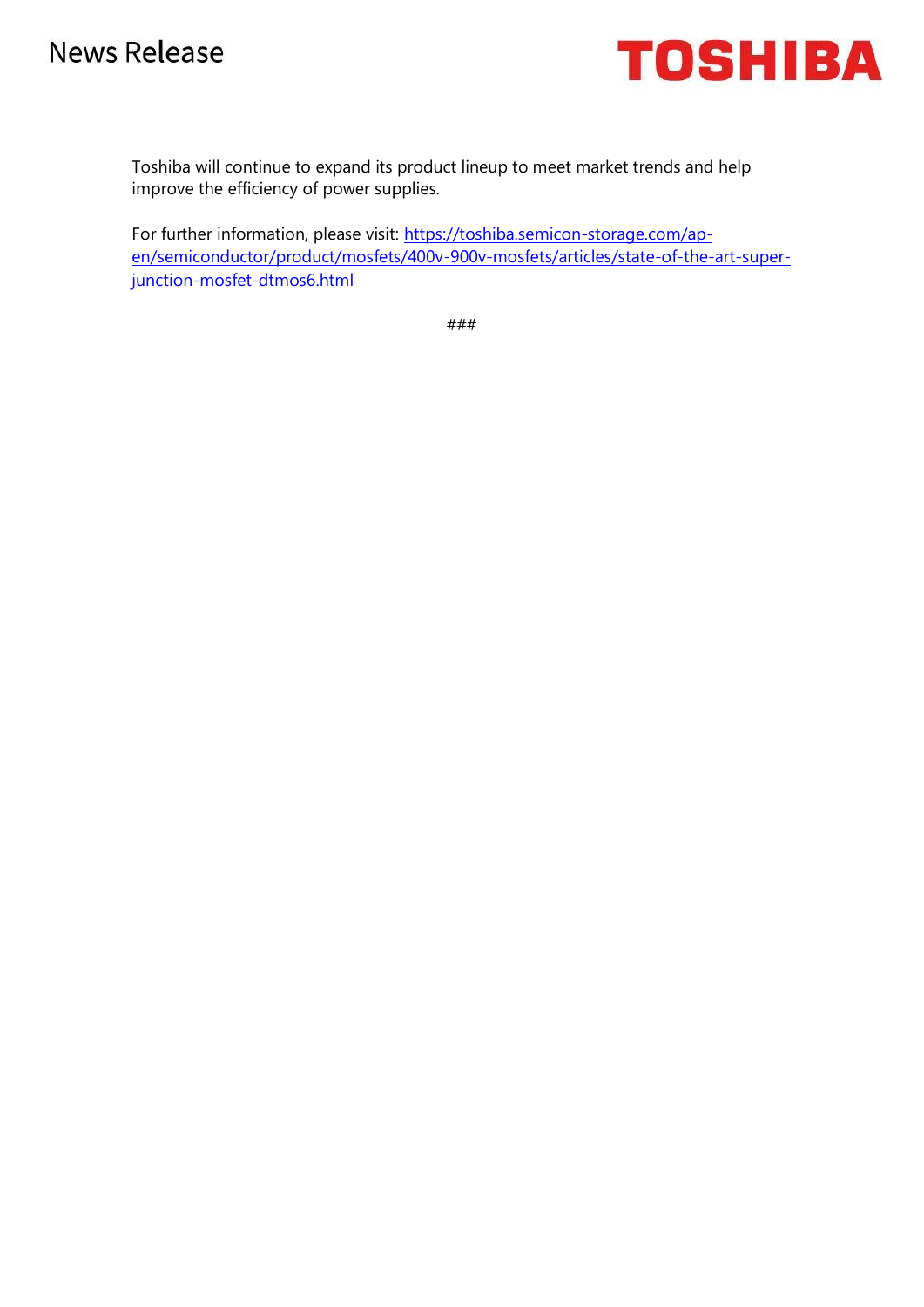Toshiba will continue to expand its product lineup to meet market trends and help improve the efficiency of power supplies.

For further information, please visit: [https://toshiba.semicon-storage.com/ap-en/semiconductor/product/mosfets/400v-900v-mosfets/articles/state-of-the-art-super-junction-mosfet-dtmos6.html](https://toshiba.semicon-storage.com/ap-en/semiconductor/product/mosfets/400v-900v-mosfets/articles/state-of-the-art-super-junction-mosfet-dtmos6.html)

###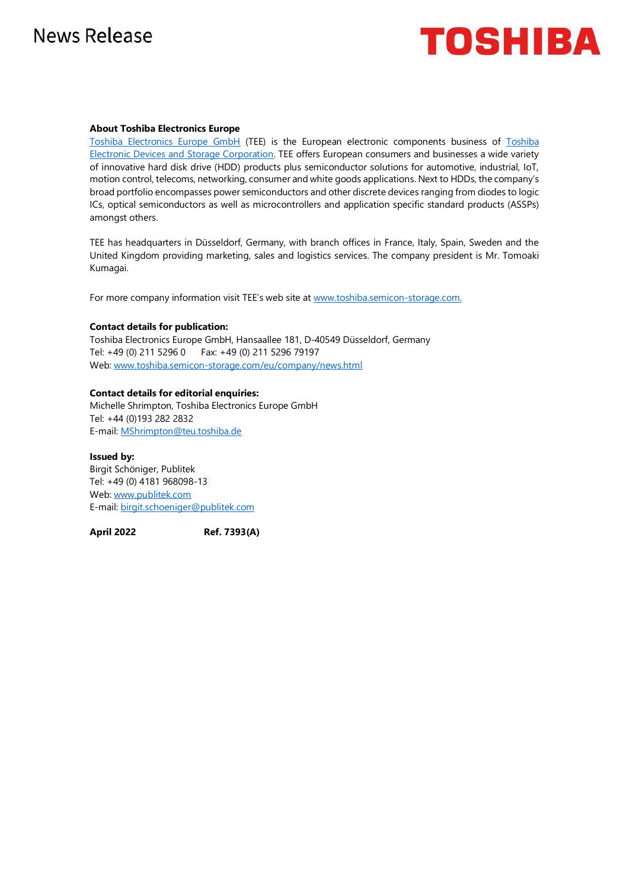**About Toshiba Electronics Europe**

Toshiba Electronics Europe GmbH (TEE) is the European electronic components business of Toshiba Electronic Devices and Storage Corporation. TEE offers European consumers and businesses a wide variety of innovative hard disk drive (HDD) products plus semiconductor solutions for automotive, industrial, IoT, motion control, telecoms, networking, consumer and white goods applications. Next to HDDs, the company's broad portfolio encompasses power semiconductors and other discrete devices ranging from diodes to logic ICs, optical semiconductors as well as microcontrollers and application specific standard products (ASSPs) amongst others.

TEE has headquarters in Düsseldorf, Germany, with branch offices in France, Italy, Spain, Sweden and the United Kingdom providing marketing, sales and logistics services. The company president is Mr. Tomoaki Kumagai.

For more company information visit TEE's web site at www.toshiba.semicon-storage.com.

**Contact details for publication:**
Toshiba Electronics Europe GmbH, Hansaallee 181, D-40549 Düsseldorf, Germany
Tel: +49 (0) 211 5296 0 Fax: +49 (0) 211 5296 79197
Web: www.toshiba.semicon-storage.com/eu/company/news.html

**Contact details for editorial enquiries:**
Michelle Shrimpton, Toshiba Electronics Europe GmbH
Tel: +44 (0)193 282 2832
E-mail: MShrimpton@teu.toshiba.de

**Issued by:**
Birgit Schöniger, Publitek
Tel: +49 (0) 4181 968098-13
Web: www.publitek.com
E-mail: birgit.schoeniger@publitek.com

**April 2022** **Ref. 7393(A)**